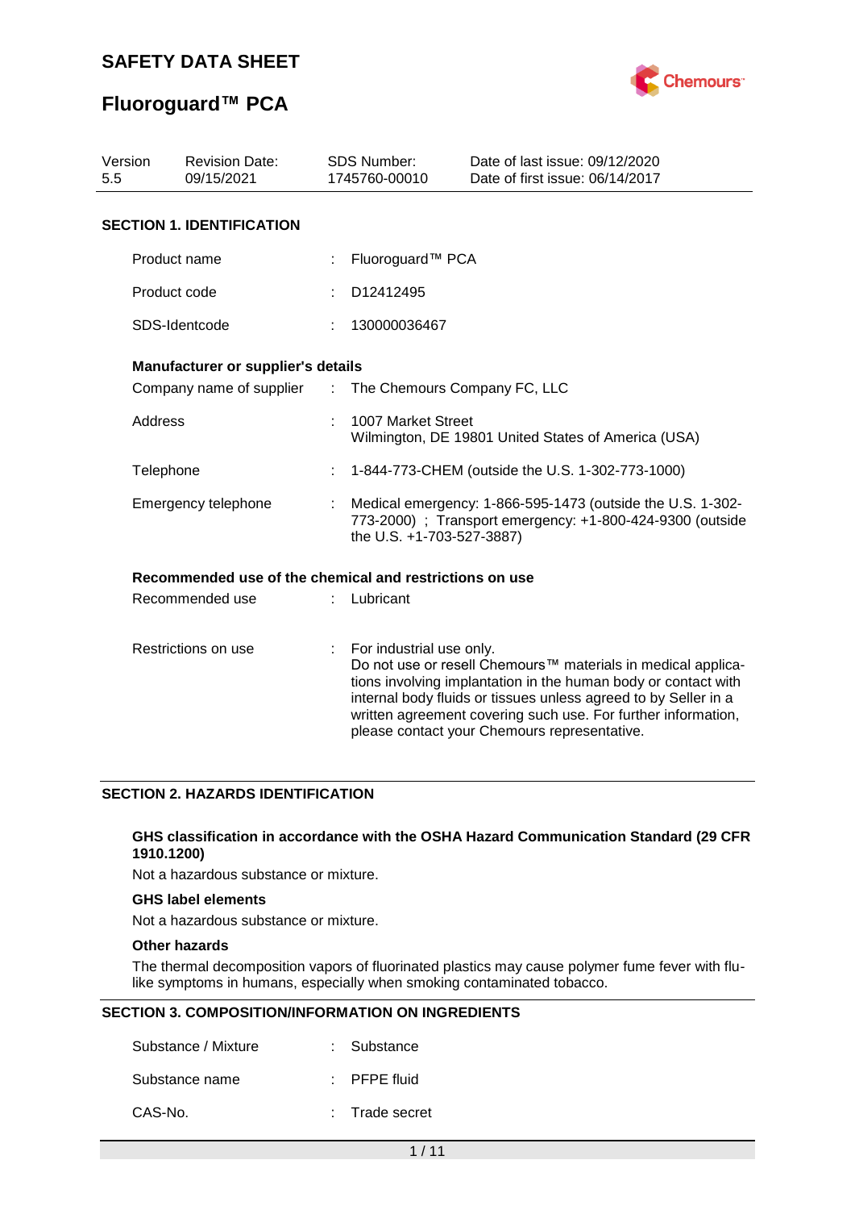# SAFETY DATA SHEET

# Fluoroguard™ PCA

| Version | Revision Date: | SDS Number: | Date of last issue: 09/12/2020 |
| --- | --- | --- | --- |
| 5.5 | 09/15/2021 | 1745760-00010 | Date of first issue: 06/14/2017 |

## SECTION 1. IDENTIFICATION

Product name : Fluoroguard™ PCA

Product code : D12412495

SDS-Identcode : 130000036467

**Manufacturer or supplier's details**

Company name of supplier : The Chemours Company FC, LLC

Address : 1007 Market Street
Wilmington, DE 19801 United States of America (USA)

Telephone : 1-844-773-CHEM (outside the U.S. 1-302-773-1000)

Emergency telephone : Medical emergency: 1-866-595-1473 (outside the U.S. 1-302-773-2000) ; Transport emergency: +1-800-424-9300 (outside the U.S. +1-703-527-3887)

**Recommended use of the chemical and restrictions on use**

Recommended use : Lubricant

Restrictions on use : For industrial use only.
Do not use or resell Chemours™ materials in medical applications involving implantation in the human body or contact with internal body fluids or tissues unless agreed to by Seller in a written agreement covering such use. For further information, please contact your Chemours representative.

## SECTION 2. HAZARDS IDENTIFICATION

**GHS classification in accordance with the OSHA Hazard Communication Standard (29 CFR 1910.1200)**

Not a hazardous substance or mixture.

**GHS label elements**

Not a hazardous substance or mixture.

**Other hazards**

The thermal decomposition vapors of fluorinated plastics may cause polymer fume fever with flu-like symptoms in humans, especially when smoking contaminated tobacco.

## SECTION 3. COMPOSITION/INFORMATION ON INGREDIENTS

Substance / Mixture : Substance

Substance name : PFPE fluid

CAS-No. : Trade secret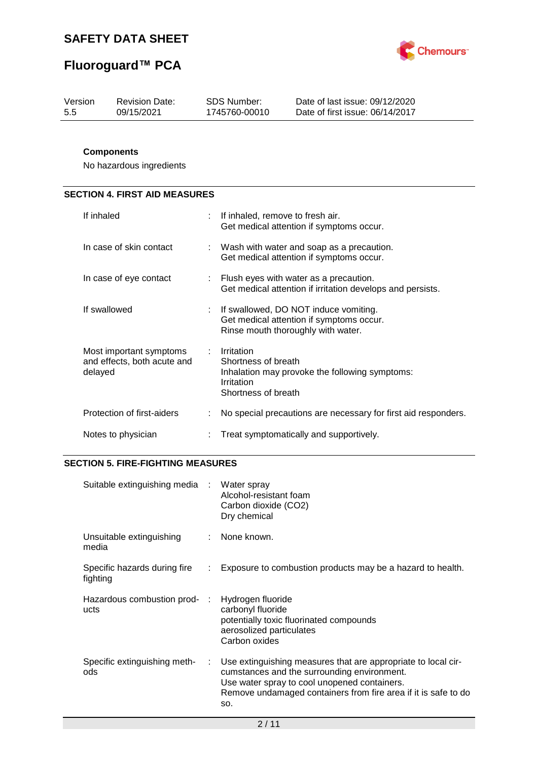**Components**

No hazardous ingredients

## SECTION 4. FIRST AID MEASURES

| | | |
|---|---|---|
| If inhaled | : | If inhaled, remove to fresh air.<br>Get medical attention if symptoms occur. |
| In case of skin contact | : | Wash with water and soap as a precaution.<br>Get medical attention if symptoms occur. |
| In case of eye contact | : | Flush eyes with water as a precaution.<br>Get medical attention if irritation develops and persists. |
| If swallowed | : | If swallowed, DO NOT induce vomiting.<br>Get medical attention if symptoms occur.<br>Rinse mouth thoroughly with water. |
| Most important symptoms and effects, both acute and delayed | : | Irritation<br>Shortness of breath<br>Inhalation may provoke the following symptoms:<br>Irritation<br>Shortness of breath |
| Protection of first-aiders | : | No special precautions are necessary for first aid responders. |
| Notes to physician | : | Treat symptomatically and supportively. |

## SECTION 5. FIRE-FIGHTING MEASURES

| | | |
|---|---|---|
| Suitable extinguishing media | : | Water spray<br>Alcohol-resistant foam<br>Carbon dioxide ($CO_2$)<br>Dry chemical |
| Unsuitable extinguishing media | : | None known. |
| Specific hazards during fire fighting | : | Exposure to combustion products may be a hazard to health. |
| Hazardous combustion products | : | Hydrogen fluoride<br>carbonyl fluoride<br>potentially toxic fluorinated compounds<br>aerosolized particulates<br>Carbon oxides |
| Specific extinguishing methods | : | Use extinguishing measures that are appropriate to local circumstances and the surrounding environment.<br>Use water spray to cool unopened containers.<br>Remove undamaged containers from fire area if it is safe to do so. |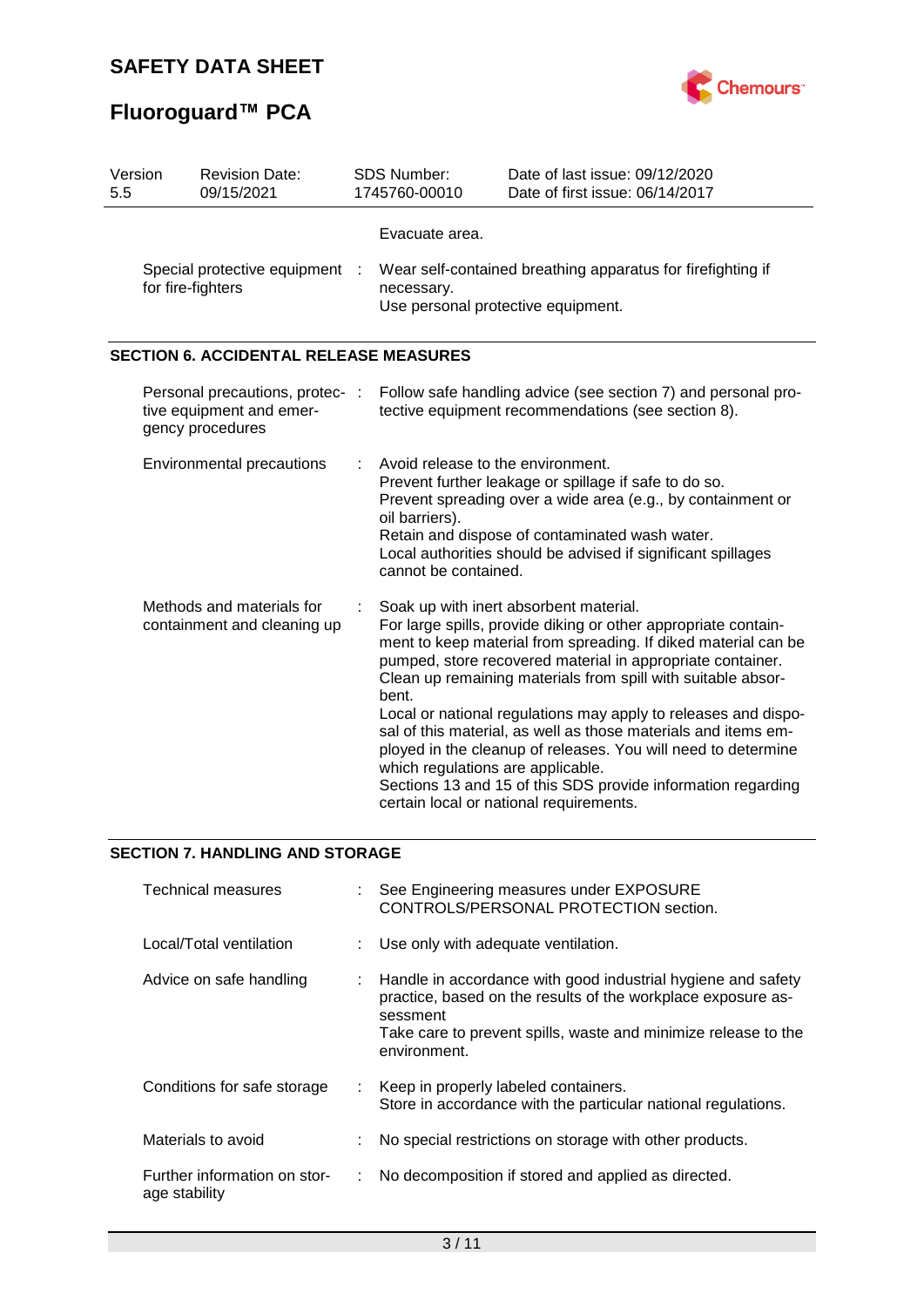Evacuate area.

| | | |
|---|---|---|
| Special protective equipment for fire-fighters | : | Wear self-contained breathing apparatus for firefighting if necessary.<br>Use personal protective equipment. |

## SECTION 6. ACCIDENTAL RELEASE MEASURES

| | | |
|---|---|---|
| Personal precautions, protective equipment and emergency procedures | : | Follow safe handling advice (see section 7) and personal protective equipment recommendations (see section 8). |
| Environmental precautions | : | Avoid release to the environment.<br>Prevent further leakage or spillage if safe to do so.<br>Prevent spreading over a wide area (e.g., by containment or oil barriers).<br>Retain and dispose of contaminated wash water.<br>Local authorities should be advised if significant spillages cannot be contained. |
| Methods and materials for containment and cleaning up | : | Soak up with inert absorbent material.<br>For large spills, provide diking or other appropriate containment to keep material from spreading. If diked material can be pumped, store recovered material in appropriate container.<br>Clean up remaining materials from spill with suitable absorbent.<br>Local or national regulations may apply to releases and disposal of this material, as well as those materials and items employed in the cleanup of releases. You will need to determine which regulations are applicable.<br>Sections 13 and 15 of this SDS provide information regarding certain local or national requirements. |

## SECTION 7. HANDLING AND STORAGE

| | | |
|---|---|---|
| Technical measures | : | See Engineering measures under EXPOSURE CONTROLS/PERSONAL PROTECTION section. |
| Local/Total ventilation | : | Use only with adequate ventilation. |
| Advice on safe handling | : | Handle in accordance with good industrial hygiene and safety practice, based on the results of the workplace exposure assessment<br>Take care to prevent spills, waste and minimize release to the environment. |
| Conditions for safe storage | : | Keep in properly labeled containers.<br>Store in accordance with the particular national regulations. |
| Materials to avoid | : | No special restrictions on storage with other products. |
| Further information on storage stability | : | No decomposition if stored and applied as directed. |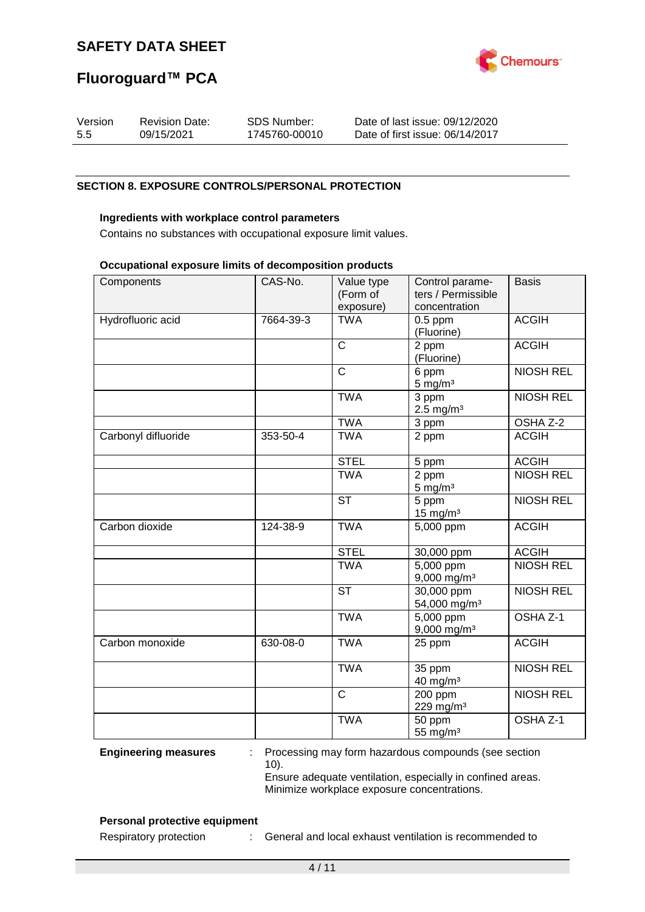## SECTION 8. EXPOSURE CONTROLS/PERSONAL PROTECTION

### Ingredients with workplace control parameters

Contains no substances with occupational exposure limit values.

### Occupational exposure limits of decomposition products

| Components | CAS-No. | Value type (Form of exposure) | Control parameters / Permissible concentration | Basis |
|---|---|---|---|---|
| Hydrofluoric acid | 7664-39-3 | TWA | 0.5 ppm (Fluorine) | ACGIH |
| | | C | 2 ppm (Fluorine) | ACGIH |
| | | C | 6 ppm<br>5 mg/m³ | NIOSH REL |
| | | TWA | 3 ppm<br>2.5 mg/m³ | NIOSH REL |
| | | TWA | 3 ppm | OSHA Z-2 |
| Carbonyl difluoride | 353-50-4 | TWA | 2 ppm | ACGIH |
| | | STEL | 5 ppm | ACGIH |
| | | TWA | 2 ppm<br>5 mg/m³ | NIOSH REL |
| | | ST | 5 ppm<br>15 mg/m³ | NIOSH REL |
| Carbon dioxide | 124-38-9 | TWA | 5,000 ppm | ACGIH |
| | | STEL | 30,000 ppm | ACGIH |
| | | TWA | 5,000 ppm<br>9,000 mg/m³ | NIOSH REL |
| | | ST | 30,000 ppm<br>54,000 mg/m³ | NIOSH REL |
| | | TWA | 5,000 ppm<br>9,000 mg/m³ | OSHA Z-1 |
| Carbon monoxide | 630-08-0 | TWA | 25 ppm | ACGIH |
| | | TWA | 35 ppm<br>40 mg/m³ | NIOSH REL |
| | | C | 200 ppm<br>229 mg/m³ | NIOSH REL |
| | | TWA | 50 ppm<br>55 mg/m³ | OSHA Z-1 |

**Engineering measures** : Processing may form hazardous compounds (see section 10).
Ensure adequate ventilation, especially in confined areas.
Minimize workplace exposure concentrations.

### Personal protective equipment

Respiratory protection : General and local exhaust ventilation is recommended to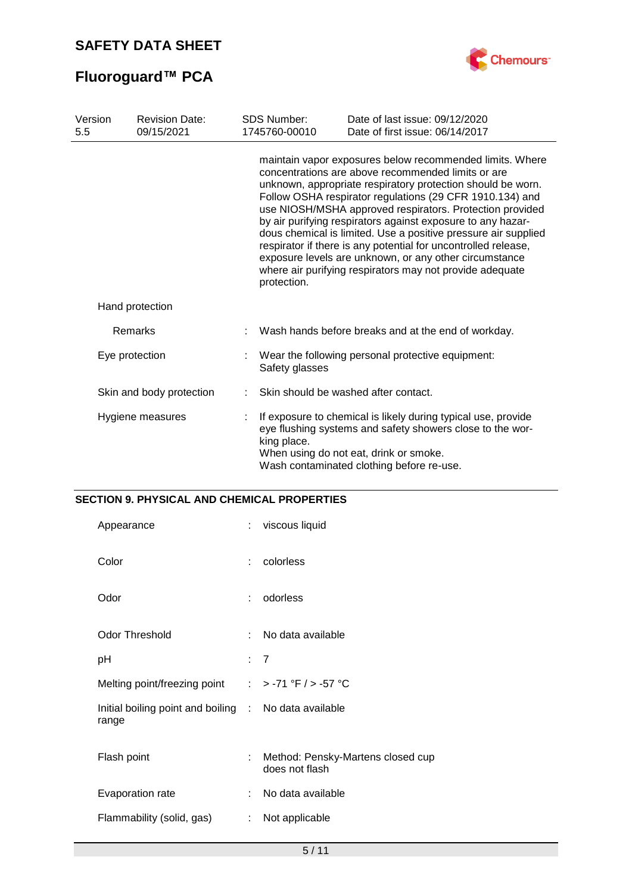maintain vapor exposures below recommended limits. Where concentrations are above recommended limits or are unknown, appropriate respiratory protection should be worn. Follow OSHA respirator regulations (29 CFR 1910.134) and use NIOSH/MSHA approved respirators. Protection provided by air purifying respirators against exposure to any hazardous chemical is limited. Use a positive pressure air supplied respirator if there is any potential for uncontrolled release, exposure levels are unknown, or any other circumstance where air purifying respirators may not provide adequate protection.

Hand protection

| | | |
|---|---|---|
| Remarks | : | Wash hands before breaks and at the end of workday. |
| Eye protection | : | Wear the following personal protective equipment: Safety glasses |
| Skin and body protection | : | Skin should be washed after contact. |
| Hygiene measures | : | If exposure to chemical is likely during typical use, provide eye flushing systems and safety showers close to the working place. When using do not eat, drink or smoke. Wash contaminated clothing before re-use. |

## SECTION 9. PHYSICAL AND CHEMICAL PROPERTIES

| | | |
|---|---|---|
| Appearance | : | viscous liquid |
| Color | : | colorless |
| Odor | : | odorless |
| Odor Threshold | : | No data available |
| pH | : | 7 |
| Melting point/freezing point | : | > -71 °F / > -57 °C |
| Initial boiling point and boiling range | : | No data available |
| Flash point | : | Method: Pensky-Martens closed cup does not flash |
| Evaporation rate | : | No data available |
| Flammability (solid, gas) | : | Not applicable |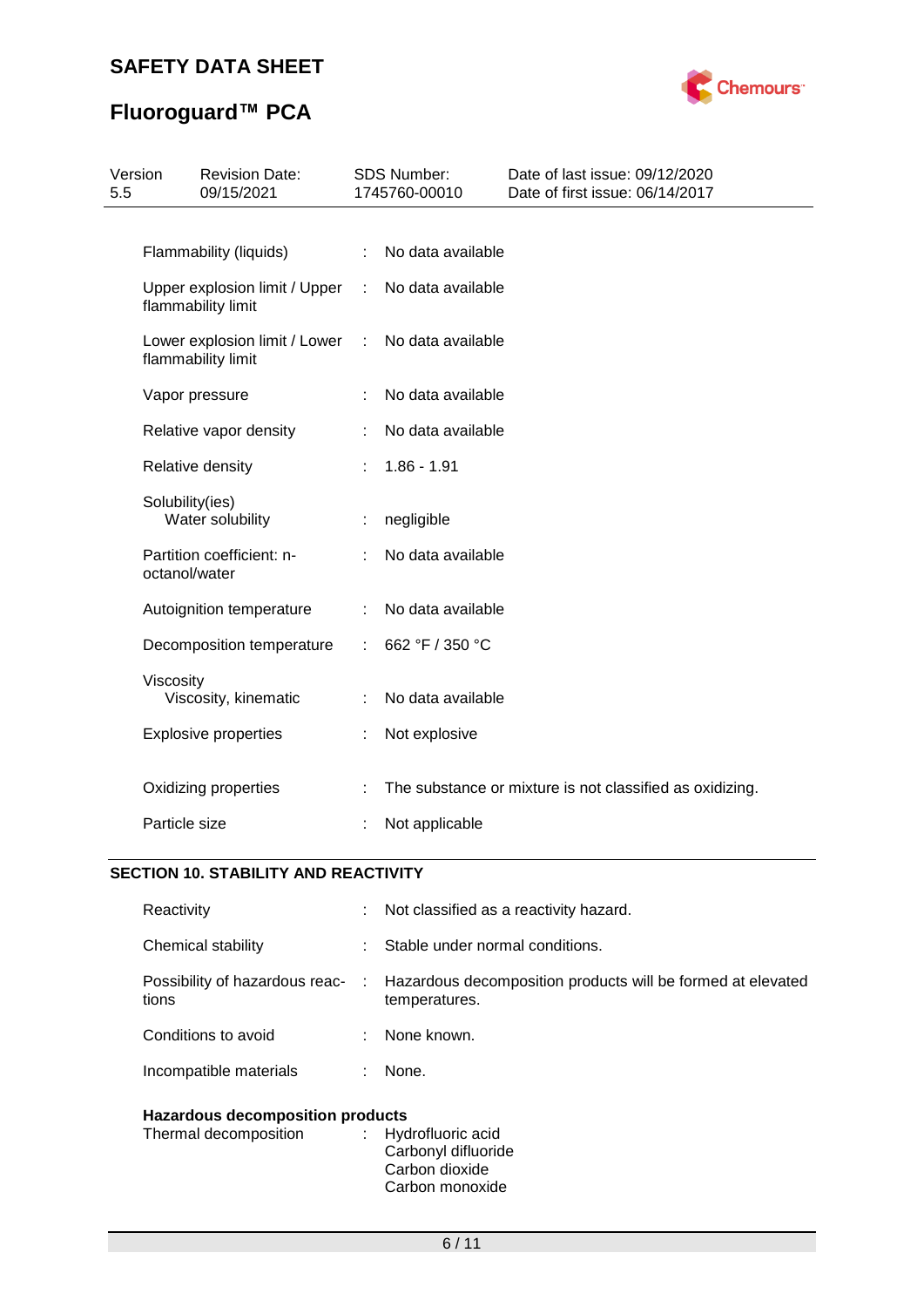| | | |
|---|---|---|
| Flammability (liquids) | : | No data available |
| Upper explosion limit / Upper flammability limit | : | No data available |
| Lower explosion limit / Lower flammability limit | : | No data available |
| Vapor pressure | : | No data available |
| Relative vapor density | : | No data available |
| Relative density | : | 1.86 - 1.91 |
| Solubility(ies) | | |
| Water solubility | : | negligible |
| Partition coefficient: n-octanol/water | : | No data available |
| Autoignition temperature | : | No data available |
| Decomposition temperature | : | 662 °F / 350 °C |
| Viscosity | | |
| Viscosity, kinematic | : | No data available |
| Explosive properties | : | Not explosive |
| Oxidizing properties | : | The substance or mixture is not classified as oxidizing. |
| Particle size | : | Not applicable |

## SECTION 10. STABILITY AND REACTIVITY

| | | |
|---|---|---|
| Reactivity | : | Not classified as a reactivity hazard. |
| Chemical stability | : | Stable under normal conditions. |
| Possibility of hazardous reactions | : | Hazardous decomposition products will be formed at elevated temperatures. |
| Conditions to avoid | : | None known. |
| Incompatible materials | : | None. |

**Hazardous decomposition products**

| | | |
|---|---|---|
| Thermal decomposition | : | Hydrofluoric acid<br>Carbonyl difluoride<br>Carbon dioxide<br>Carbon monoxide |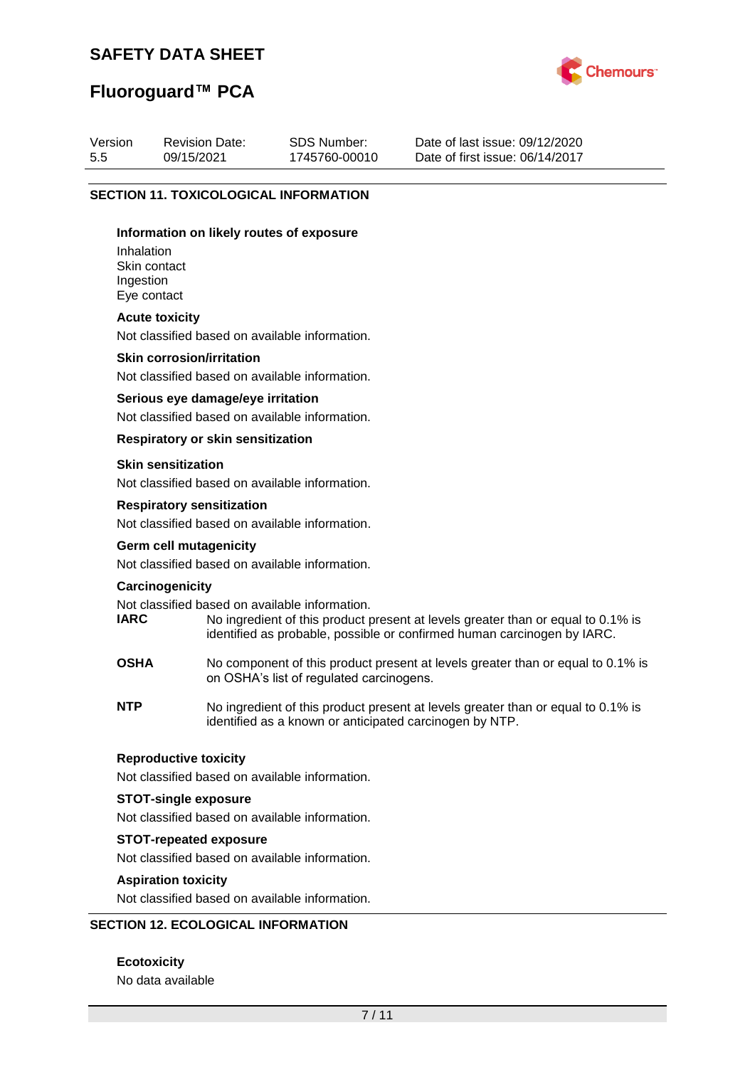## SECTION 11. TOXICOLOGICAL INFORMATION

**Information on likely routes of exposure**

Inhalation
Skin contact
Ingestion
Eye contact

**Acute toxicity**

Not classified based on available information.

**Skin corrosion/irritation**

Not classified based on available information.

**Serious eye damage/eye irritation**

Not classified based on available information.

**Respiratory or skin sensitization**

**Skin sensitization**

Not classified based on available information.

**Respiratory sensitization**

Not classified based on available information.

**Germ cell mutagenicity**

Not classified based on available information.

**Carcinogenicity**

Not classified based on available information.

**IARC** No ingredient of this product present at levels greater than or equal to 0.1% is identified as probable, possible or confirmed human carcinogen by IARC.

**OSHA** No component of this product present at levels greater than or equal to 0.1% is on OSHA's list of regulated carcinogens.

**NTP** No ingredient of this product present at levels greater than or equal to 0.1% is identified as a known or anticipated carcinogen by NTP.

**Reproductive toxicity**

Not classified based on available information.

**STOT-single exposure**

Not classified based on available information.

**STOT-repeated exposure**

Not classified based on available information.

**Aspiration toxicity**

Not classified based on available information.

## SECTION 12. ECOLOGICAL INFORMATION

**Ecotoxicity**

No data available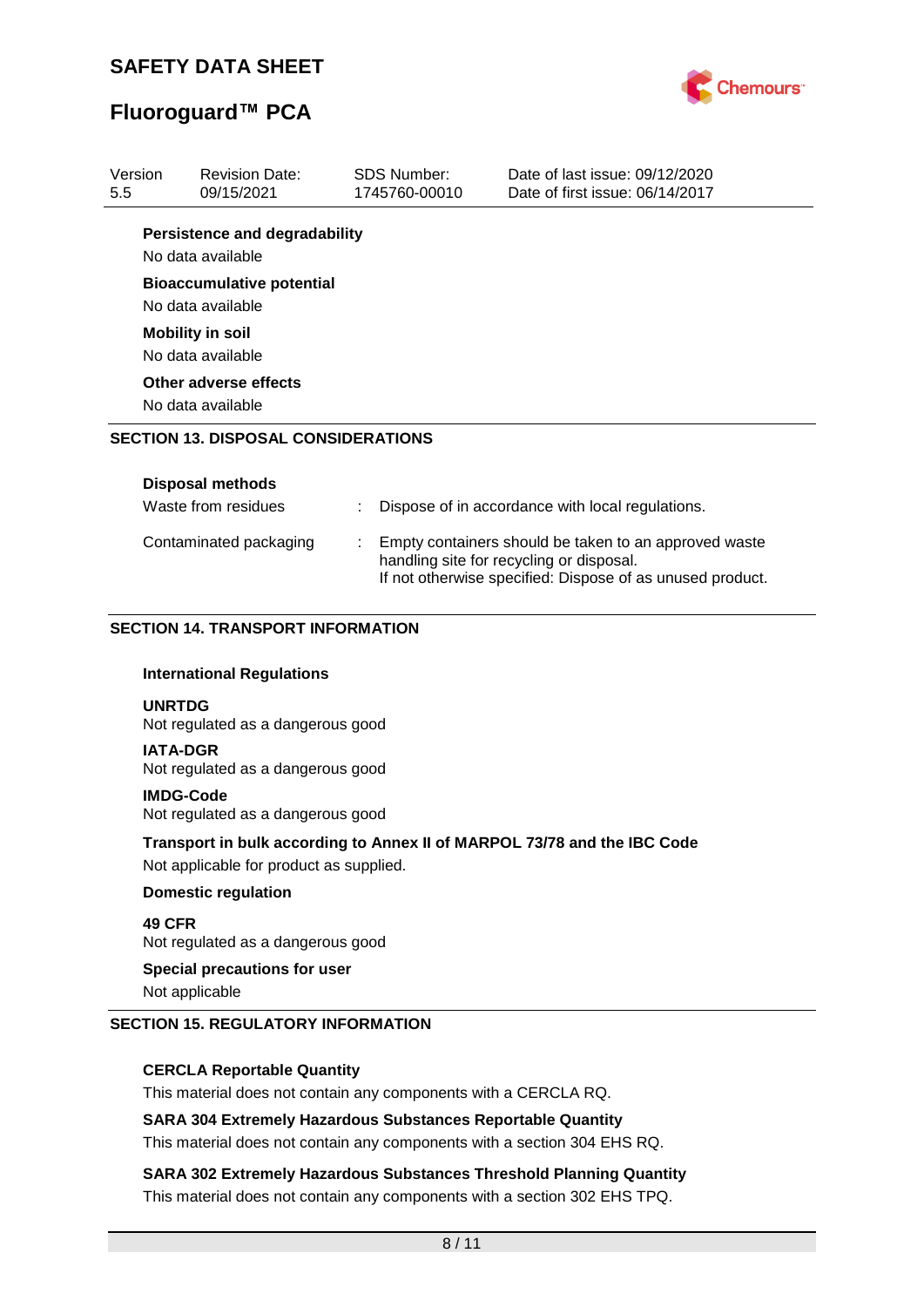**Persistence and degradability**

No data available

**Bioaccumulative potential**

No data available

**Mobility in soil**

No data available

**Other adverse effects**

No data available

## SECTION 13. DISPOSAL CONSIDERATIONS

**Disposal methods**

| | |
|---|---|
| Waste from residues | : Dispose of in accordance with local regulations. |
| Contaminated packaging | : Empty containers should be taken to an approved waste handling site for recycling or disposal. If not otherwise specified: Dispose of as unused product. |

## SECTION 14. TRANSPORT INFORMATION

**International Regulations**

**UNRTDG**
Not regulated as a dangerous good

**IATA-DGR**
Not regulated as a dangerous good

**IMDG-Code**
Not regulated as a dangerous good

**Transport in bulk according to Annex II of MARPOL 73/78 and the IBC Code**

Not applicable for product as supplied.

**Domestic regulation**

**49 CFR**
Not regulated as a dangerous good

**Special precautions for user**

Not applicable

## SECTION 15. REGULATORY INFORMATION

**CERCLA Reportable Quantity**

This material does not contain any components with a CERCLA RQ.

**SARA 304 Extremely Hazardous Substances Reportable Quantity**

This material does not contain any components with a section 304 EHS RQ.

**SARA 302 Extremely Hazardous Substances Threshold Planning Quantity**

This material does not contain any components with a section 302 EHS TPQ.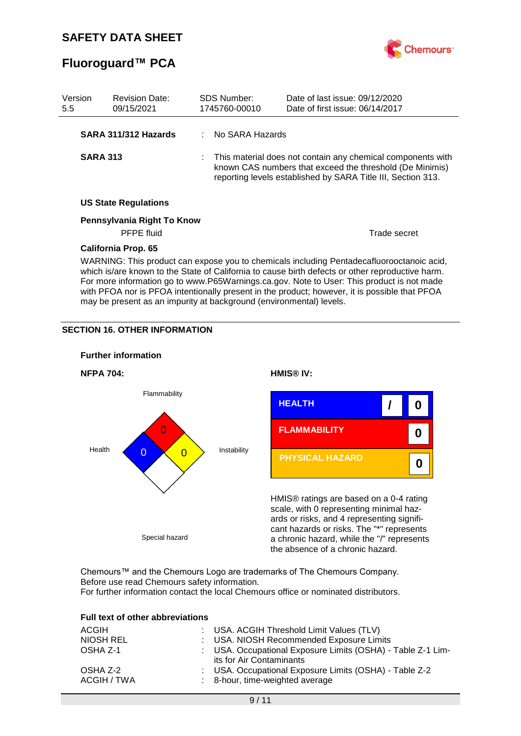SAFETY DATA SHEET

# Fluoroguard™ PCA

| Version | Revision Date: | SDS Number: | Date of last issue: 09/12/2020 |
|---|---|---|---|
| 5.5 | 09/15/2021 | 1745760-00010 | Date of first issue: 06/14/2017 |

**SARA 311/312 Hazards** : No SARA Hazards

**SARA 313** : This material does not contain any chemical components with known CAS numbers that exceed the threshold (De Minimis) reporting levels established by SARA Title III, Section 313.

**US State Regulations**

**Pennsylvania Right To Know**

| PFPE fluid | Trade secret |
|---|---|

**California Prop. 65**

WARNING: This product can expose you to chemicals including Pentadecafluorooctanoic acid, which is/are known to the State of California to cause birth defects or other reproductive harm. For more information go to www.P65Warnings.ca.gov. Note to User: This product is not made with PFOA nor is PFOA intentionally present in the product; however, it is possible that PFOA may be present as an impurity at background (environmental) levels.

## SECTION 16. OTHER INFORMATION

**Further information**

**NFPA 704:**

| Flammability | Health | Instability | Special hazard |
|---|---|---|---|
| 0 | 0 | 0 | |

**HMIS® IV:**

| | | |
|---|---|---|
| HEALTH | / | 0 |
| FLAMMABILITY | | 0 |
| PHYSICAL HAZARD | | 0 |

HMIS® ratings are based on a 0-4 rating scale, with 0 representing minimal hazards or risks, and 4 representing significant hazards or risks. The "*" represents a chronic hazard, while the "/" represents the absence of a chronic hazard.

Chemours™ and the Chemours Logo are trademarks of The Chemours Company.
Before use read Chemours safety information.
For further information contact the local Chemours office or nominated distributors.

**Full text of other abbreviations**

| | |
|---|---|
| ACGIH | : USA. ACGIH Threshold Limit Values (TLV) |
| NIOSH REL | : USA. NIOSH Recommended Exposure Limits |
| OSHA Z-1 | : USA. Occupational Exposure Limits (OSHA) - Table Z-1 Limits for Air Contaminants |
| OSHA Z-2 | : USA. Occupational Exposure Limits (OSHA) - Table Z-2 |
| ACGIH / TWA | : 8-hour, time-weighted average |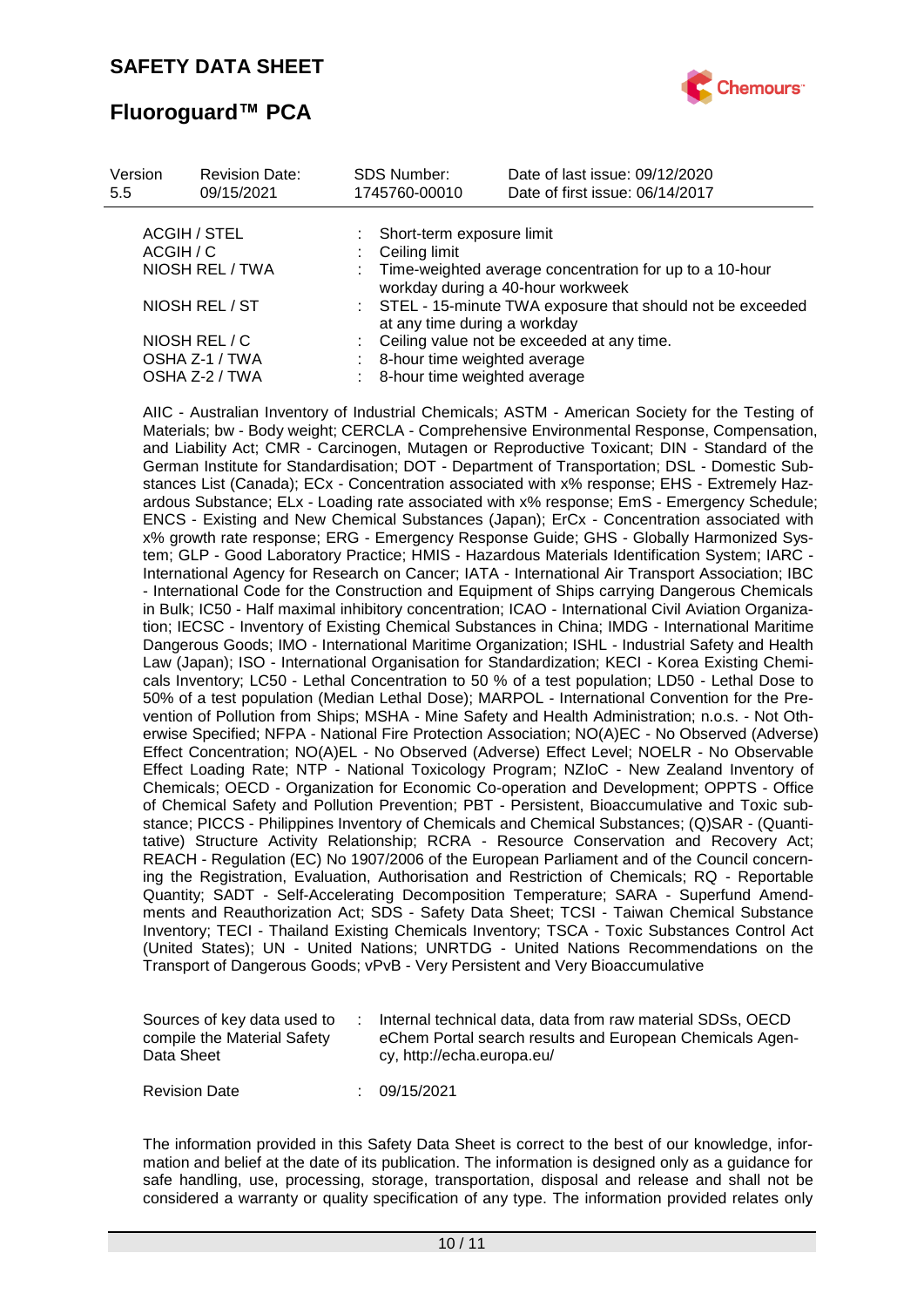| Version 5.5 | Revision Date: 09/15/2021 | SDS Number: 1745760-00010 | Date of last issue: 09/12/2020 Date of first issue: 06/14/2017 |
|---|---|---|---|

ACGIH / STEL : Short-term exposure limit

ACGIH / C : Ceiling limit

NIOSH REL / TWA : Time-weighted average concentration for up to a 10-hour workday during a 40-hour workweek

NIOSH REL / ST : STEL - 15-minute TWA exposure that should not be exceeded at any time during a workday

NIOSH REL / C : Ceiling value not be exceeded at any time.

OSHA Z-1 / TWA : 8-hour time weighted average

OSHA Z-2 / TWA : 8-hour time weighted average

AIIC - Australian Inventory of Industrial Chemicals; ASTM - American Society for the Testing of Materials; bw - Body weight; CERCLA - Comprehensive Environmental Response, Compensation, and Liability Act; CMR - Carcinogen, Mutagen or Reproductive Toxicant; DIN - Standard of the German Institute for Standardisation; DOT - Department of Transportation; DSL - Domestic Substances List (Canada); ECx - Concentration associated with x% response; EHS - Extremely Hazardous Substance; ELx - Loading rate associated with x% response; EmS - Emergency Schedule; ENCS - Existing and New Chemical Substances (Japan); ErCx - Concentration associated with x% growth rate response; ERG - Emergency Response Guide; GHS - Globally Harmonized System; GLP - Good Laboratory Practice; HMIS - Hazardous Materials Identification System; IARC - International Agency for Research on Cancer; IATA - International Air Transport Association; IBC - International Code for the Construction and Equipment of Ships carrying Dangerous Chemicals in Bulk; IC50 - Half maximal inhibitory concentration; ICAO - International Civil Aviation Organization; IECSC - Inventory of Existing Chemical Substances in China; IMDG - International Maritime Dangerous Goods; IMO - International Maritime Organization; ISHL - Industrial Safety and Health Law (Japan); ISO - International Organisation for Standardization; KECI - Korea Existing Chemicals Inventory; LC50 - Lethal Concentration to 50 % of a test population; LD50 - Lethal Dose to 50% of a test population (Median Lethal Dose); MARPOL - International Convention for the Prevention of Pollution from Ships; MSHA - Mine Safety and Health Administration; n.o.s. - Not Otherwise Specified; NFPA - National Fire Protection Association; NO(A)EC - No Observed (Adverse) Effect Concentration; NO(A)EL - No Observed (Adverse) Effect Level; NOELR - No Observable Effect Loading Rate; NTP - National Toxicology Program; NZIoC - New Zealand Inventory of Chemicals; OECD - Organization for Economic Co-operation and Development; OPPTS - Office of Chemical Safety and Pollution Prevention; PBT - Persistent, Bioaccumulative and Toxic substance; PICCS - Philippines Inventory of Chemicals and Chemical Substances; (Q)SAR - (Quantitative) Structure Activity Relationship; RCRA - Resource Conservation and Recovery Act; REACH - Regulation (EC) No 1907/2006 of the European Parliament and of the Council concerning the Registration, Evaluation, Authorisation and Restriction of Chemicals; RQ - Reportable Quantity; SADT - Self-Accelerating Decomposition Temperature; SARA - Superfund Amendments and Reauthorization Act; SDS - Safety Data Sheet; TCSI - Taiwan Chemical Substance Inventory; TECI - Thailand Existing Chemicals Inventory; TSCA - Toxic Substances Control Act (United States); UN - United Nations; UNRTDG - United Nations Recommendations on the Transport of Dangerous Goods; vPvB - Very Persistent and Very Bioaccumulative

Sources of key data used to compile the Material Safety Data Sheet : Internal technical data, data from raw material SDSs, OECD eChem Portal search results and European Chemicals Agency, http://echa.europa.eu/

Revision Date : 09/15/2021

The information provided in this Safety Data Sheet is correct to the best of our knowledge, information and belief at the date of its publication. The information is designed only as a guidance for safe handling, use, processing, storage, transportation, disposal and release and shall not be considered a warranty or quality specification of any type. The information provided relates only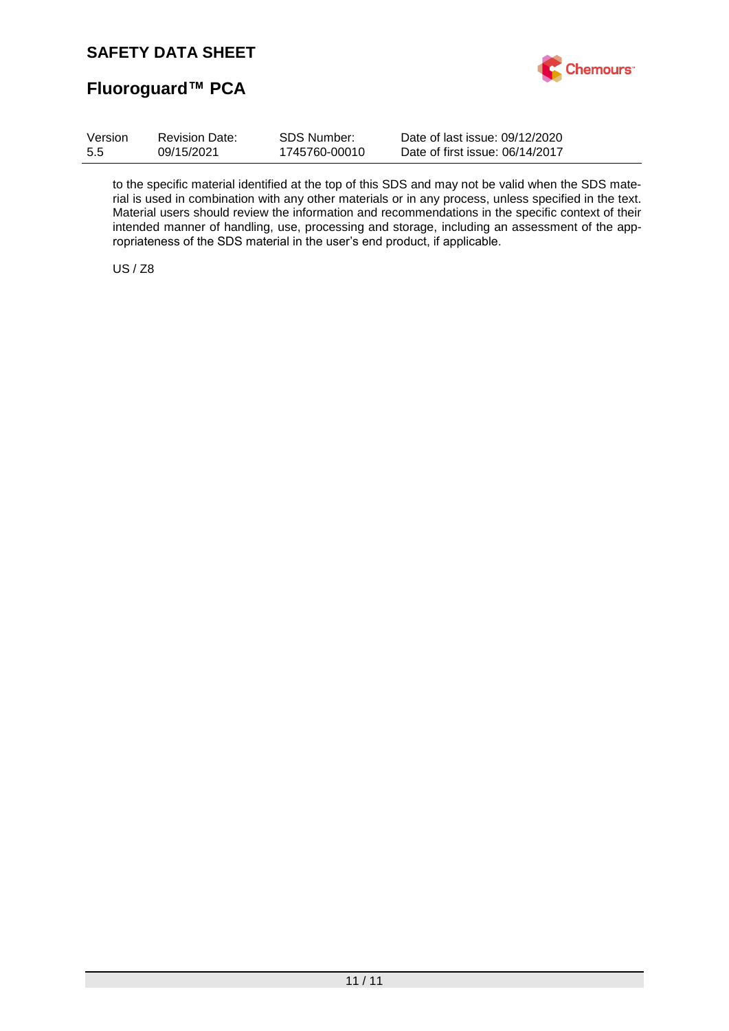to the specific material identified at the top of this SDS and may not be valid when the SDS material is used in combination with any other materials or in any process, unless specified in the text. Material users should review the information and recommendations in the specific context of their intended manner of handling, use, processing and storage, including an assessment of the appropriateness of the SDS material in the user's end product, if applicable.

US / Z8